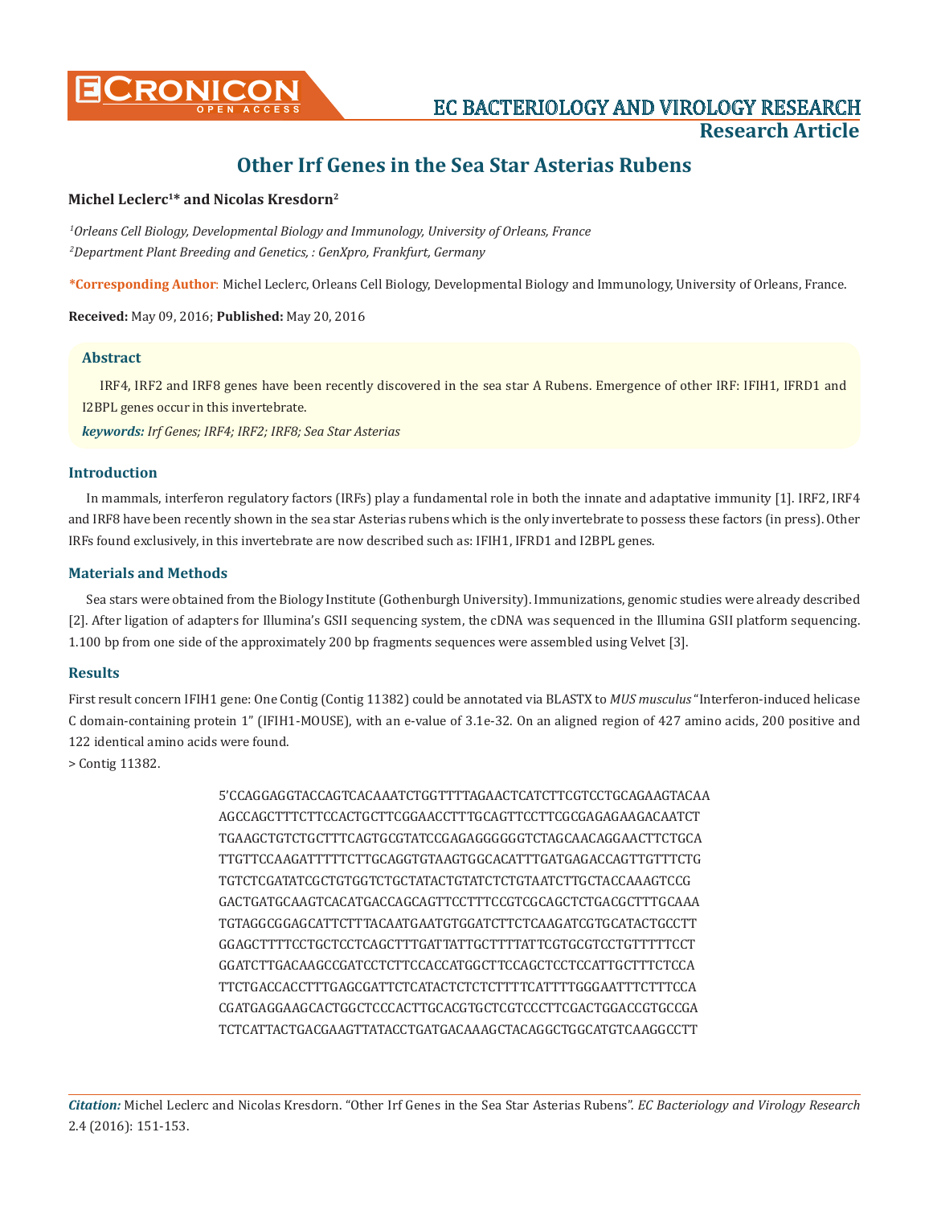# Other Irf Genes in the Sea Star Asterias Rubens

**Michel Leclerc[1]* and Nicolas Kresdorn[2]**

*[1]Orleans Cell Biology, Developmental Biology and Immunology, University of Orleans, France*

*[2]Department Plant Breeding and Genetics, : GenXpro, Frankfurt, Germany*

**\*Corresponding Author**: Michel Leclerc, Orleans Cell Biology, Developmental Biology and Immunology, University of Orleans, France.

**Received:** May 09, 2016; **Published:** May 20, 2016

## Abstract

IRF4, IRF2 and IRF8 genes have been recently discovered in the sea star A Rubens. Emergence of other IRF: IFIH1, IFRD1 and I2BPL genes occur in this invertebrate.

***keywords:*** *Irf Genes; IRF4; IRF2; IRF8; Sea Star Asterias*

## Introduction

In mammals, interferon regulatory factors (IRFs) play a fundamental role in both the innate and adaptative immunity [1]. IRF2, IRF4 and IRF8 have been recently shown in the sea star Asterias rubens which is the only invertebrate to possess these factors (in press). Other IRFs found exclusively, in this invertebrate are now described such as: IFIH1, IFRD1 and I2BPL genes.

## Materials and Methods

Sea stars were obtained from the Biology Institute (Gothenburgh University). Immunizations, genomic studies were already described [2]. After ligation of adapters for Illumina's GSII sequencing system, the cDNA was sequenced in the Illumina GSII platform sequencing. 1.100 bp from one side of the approximately 200 bp fragments sequences were assembled using Velvet [3].

## Results

First result concern IFIH1 gene: One Contig (Contig 11382) could be annotated via BLASTX to *MUS musculus* "Interferon-induced helicase C domain-containing protein 1" (IFIH1-MOUSE), with an e-value of 3.1e-32. On an aligned region of 427 amino acids, 200 positive and 122 identical amino acids were found.

> Contig 11382.

```
5'CCAGGAGGTACCAGTCACAAATCTGGTTTTAGAACTCATCTTCGTCCTGCAGAAGTACAA
AGCCAGCTTTCTTCCACTGCTTCGGAACCTTTGCAGTTCCTTCGCGAGAGAAGACAATCT
TGAAGCTGTCTGCTTTCAGTGCGTATCCGAGAGGGGGGTCTAGCAACAGGAACTTCTGCA
TTGTTCCAAGATTTTTCTTGCAGGTGTAAGTGGCACATTTGATGAGACCAGTTGTTTCTG
TGTCTCGATATCGCTGTGGTCTGCTATACTGTATCTCTGTAATCTTGCTACCAAAGTCCG
GACTGATGCAAGTCACATGACCAGCAGTTCCTTTCCGTCGCAGCTCTGACGCTTTGCAAA
TGTAGGCGGAGCATTCTTTACAATGAATGTGGATCTTCTCAAGATCGTGCATACTGCCTT
GGAGCTTTTCCTGCTCCTCAGCTTTGATTATTGCTTTTATTCGTGCGTCCTGTTTTTCCT
GGATCTTGACAAGCCGATCCTCTTCCACCATGGCTTCCAGCTCCTCCATTGCTTTCTCCA
TTCTGACCACCTTTGAGCGATTCTCATACTCTCTCTTTTCATTTTGGGAATTTCTTTCCA
CGATGAGGAAGCACTGGCTCCCACTTGCACGTGCTCGTCCCTTCGACTGGACCGTGCCGA
TCTCATTACTGACGAAGTTATACCTGATGACAAAGCTACAGGCTGGCATGTCAAGGCCTT
```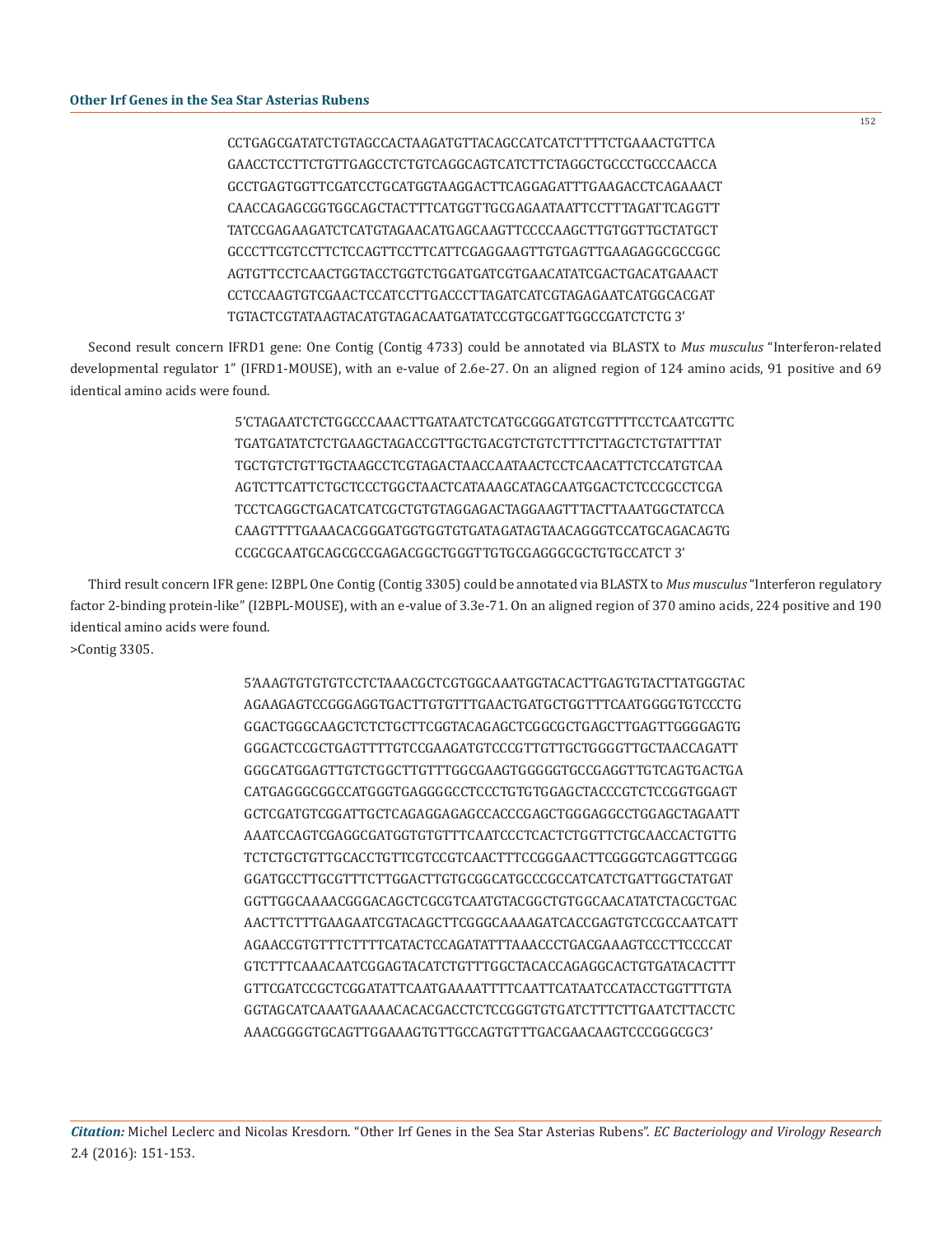CCTGAGCGATATCTGTAGCCACTAAGATGTTACAGCCATCATCTTTTCTGAAACTGTTCA
GAACCTCCTTCTGTTGAGCCTCTGTCAGGCAGTCATCTTCTAGGCTGCCCTGCCCAACCA
GCCTGAGTGGTTCGATCCTGCATGGTAAGGACTTCAGGAGATTTGAAGACCTCAGAAACT
CAACCAGAGCGGTGGCAGCTACTTTCATGGTTGCGAGAATAATTCCTTTAGATTCAGGTT
TATCCGAGAAGATCTCATGTAGAACATGAGCAAGTTCCCCAAGCTTGTGGTTGCTATGCT
GCCCTTCGTCCTTCTCCAGTTCCTTCATTCGAGGAAGTTGTGAGTTGAAGAGGCGCCGGC
AGTGTTCCTCAACTGGTACCTGGTCTGGATGATCGTGAACATATCGACTGACATGAAACT
CCTCCAAGTGTCGAACTCCATCCTTGACCCTTAGATCATCGTAGAGAATCATGGCACGAT
TGTACTCGTATAAGTACATGTAGACAATGATATCCGTGCGATTGGCCGATCTCTG 3'

Second result concern IFRD1 gene: One Contig (Contig 4733) could be annotated via BLASTX to *Mus musculus* "Interferon-related developmental regulator 1" (IFRD1-MOUSE), with an e-value of 2.6e-27. On an aligned region of 124 amino acids, 91 positive and 69 identical amino acids were found.

5'CTAGAATCTCTGGCCCAAACTTGATAATCTCATGCGGGATGTCGTTTTCCTCAATCGTTC
TGATGATATCTCTGAAGCTAGACCGTTGCTGACGTCTGTCTTTCTTAGCTCTGTATTTAT
TGCTGTCTGTTGCTAAGCCTCGTAGACTAACCAATAACTCCTCAACATTCTCCATGTCAA
AGTCTTCATTCTGCTCCCTGGCTAACTCATAAAGCATAGCAATGGACTCTCCCGCCTCGA
TCCTCAGGCTGACATCATCGCTGTGTAGGAGACTAGGAAGTTTACTTAAATGGCTATCCA
CAAGTTTTGAAACACGGGATGGTGGTGTGATAGATAGTAACAGGGTCCATGCAGACAGTG
CCGCGCAATGCAGCGCCGAGACGGCTGGGTTGTGCGAGGGCGCTGTGCCATCT 3'

Third result concern IFR gene: I2BPL One Contig (Contig 3305) could be annotated via BLASTX to *Mus musculus* "Interferon regulatory factor 2-binding protein-like" (I2BPL-MOUSE), with an e-value of 3.3e-71. On an aligned region of 370 amino acids, 224 positive and 190 identical amino acids were found.

>Contig 3305.

5'AAAGTGTGTGTCCTCTAAACGCTCGTGGCAAATGGTACACTTGAGTGTACTTATGGGTAC
AGAAGAGTCCGGGAGGTGACTTGTGTTTGAACTGATGCTGGTTTCAATGGGGTGTCCCTG
GGACTGGGCAAGCTCTCTGCTTCGGTACAGAGCTCGGCGCTGAGCTTGAGTTGGGGAGTG
GGGACTCCGCTGAGTTTTGTCCGAAGATGTCCCGTTGTTGCTGGGGTTGCTAACCAGATT
GGGCATGGAGTTGTCTGGCTTGTTTGGCGAAGTGGGGGTGCCGAGGTTGTCAGTGACTGA
CATGAGGGCGGCCATGGGTGAGGGGCCTCCCTGTGTGGAGCTACCCGTCTCCGGTGGAGT
GCTCGATGTCGGATTGCTCAGAGGAGAGCCACCCGAGCTGGGAGGCCTGGAGCTAGAATT
AAATCCAGTCGAGGCGATGGTGTGTTTCAATCCCTCACTCTGGTTCTGCAACCACTGTTG
TCTCTGCTGTTGCACCTGTTCGTCCGTCAACTTTCCGGGAACTTCGGGGTCAGGTTCGGG
GGATGCCTTGCGTTTCTTGGACTTGTGCGGCATGCCCGCCATCATCTGATTGGCTATGAT
GGTTGGCAAAACGGGACAGCTCGCGTCAATGTACGGCTGTGGCAACATATCTACGCTGAC
AACTTCTTTGAAGAATCGTACAGCTTCGGGCAAAAGATCACCGAGTGTCCGCCAATCATT
AGAACCGTGTTTCTTTTCATACTCCAGATATTTAAACCCTGACGAAAGTCCCTTCCCCAT
GTCTTTCAAACAATCGGAGTACATCTGTTTGGCTACACCAGAGGCACTGTGATACACTTT
GTTCGATCCGCTCGGATATTCAATGAAAATTTTCAATTCATAATCCATACCTGGTTTGTA
GGTAGCATCAAATGAAAACACACGACCTCTCCGGGTGTGATCTTTCTTGAATCTTACCTC
AAACGGGGTGCAGTTGGAAAGTGTTGCCAGTGTTTGACGAACAAGTCCCGGGCGC3'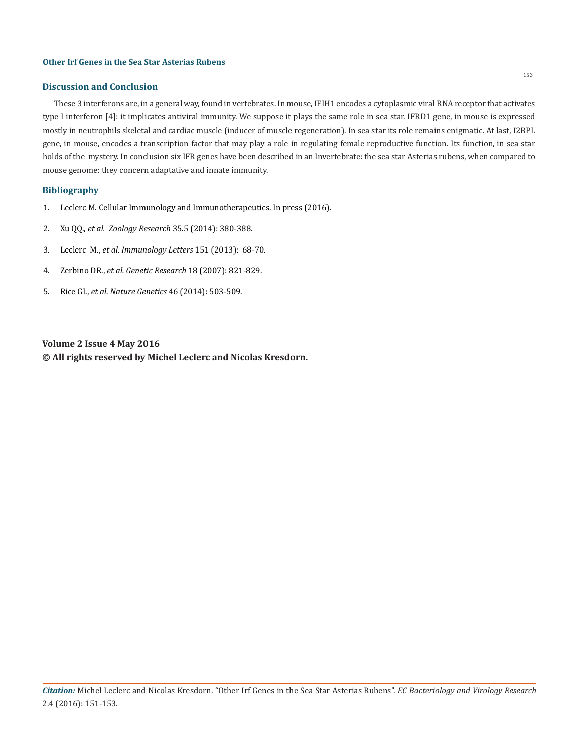## Discussion and Conclusion

These 3 interferons are, in a general way, found in vertebrates. In mouse, IFIH1 encodes a cytoplasmic viral RNA receptor that activates type I interferon [4]: it implicates antiviral immunity. We suppose it plays the same role in sea star. IFRD1 gene, in mouse is expressed mostly in neutrophils skeletal and cardiac muscle (inducer of muscle regeneration). In sea star its role remains enigmatic. At last, I2BPL gene, in mouse, encodes a transcription factor that may play a role in regulating female reproductive function. Its function, in sea star holds of the mystery. In conclusion six IFR genes have been described in an Invertebrate: the sea star Asterias rubens, when compared to mouse genome: they concern adaptative and innate immunity.

## Bibliography

1. Leclerc M. Cellular Immunology and Immunotherapeutics. In press (2016).
2. Xu QQ., *et al. Zoology Research* 35.5 (2014): 380-388.
3. Leclerc M., *et al. Immunology Letters* 151 (2013): 68-70.
4. Zerbino DR., *et al. Genetic Research* 18 (2007): 821-829.
5. Rice GI., *et al. Nature Genetics* 46 (2014): 503-509.

**Volume 2 Issue 4 May 2016**
**© All rights reserved by Michel Leclerc and Nicolas Kresdorn.**